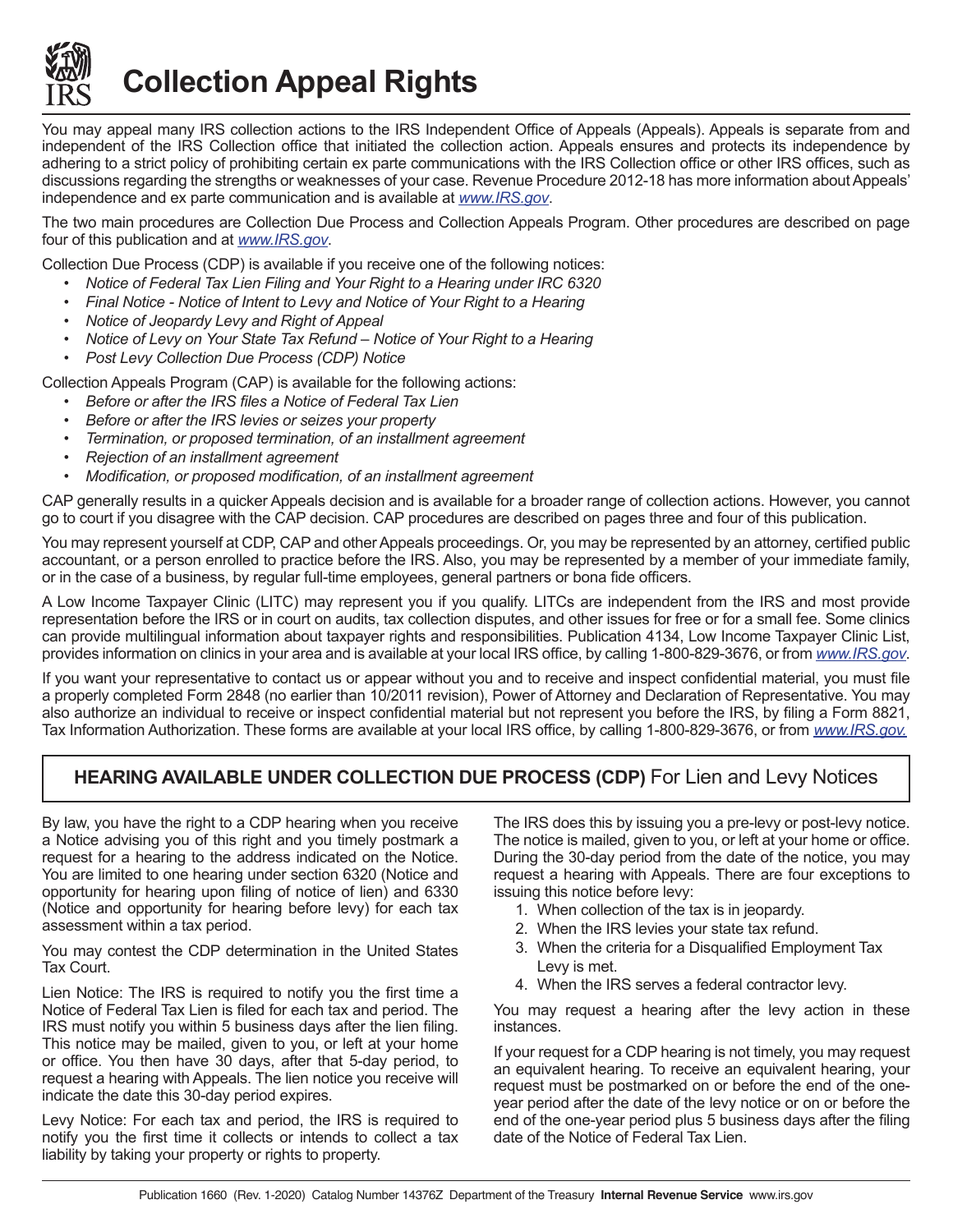# Collection Appeal Rights

You may appeal many IRS collection actions to the IRS Independent Office of Appeals (Appeals). Appeals is separate from and independent of the IRS Collection office that initiated the collection action. Appeals ensures and protects its independence by adhering to a strict policy of prohibiting certain ex parte communications with the IRS Collection office or other IRS offices, such as discussions regarding the strengths or weaknesses of your case. Revenue Procedure 2012-18 has more information about Appeals' independence and ex parte communication and is available at *www.IRS.gov*.

The two main procedures are Collection Due Process and Collection Appeals Program. Other procedures are described on page four of this publication and at *www.IRS.gov*.

Collection Due Process (CDP) is available if you receive one of the following notices:

- *Notice of Federal Tax Lien Filing and Your Right to a Hearing under IRC 6320*
- *Final Notice - Notice of Intent to Levy and Notice of Your Right to a Hearing*
- *Notice of Jeopardy Levy and Right of Appeal*
- *Notice of Levy on Your State Tax Refund – Notice of Your Right to a Hearing*
- *Post Levy Collection Due Process (CDP) Notice*

Collection Appeals Program (CAP) is available for the following actions:

- *Before or after the IRS files a Notice of Federal Tax Lien*
- *Before or after the IRS levies or seizes your property*
- *Termination, or proposed termination, of an installment agreement*
- *Rejection of an installment agreement*
- *Modification, or proposed modification, of an installment agreement*

CAP generally results in a quicker Appeals decision and is available for a broader range of collection actions. However, you cannot go to court if you disagree with the CAP decision. CAP procedures are described on pages three and four of this publication.

You may represent yourself at CDP, CAP and other Appeals proceedings. Or, you may be represented by an attorney, certified public accountant, or a person enrolled to practice before the IRS. Also, you may be represented by a member of your immediate family, or in the case of a business, by regular full-time employees, general partners or bona fide officers.

A Low Income Taxpayer Clinic (LITC) may represent you if you qualify. LITCs are independent from the IRS and most provide representation before the IRS or in court on audits, tax collection disputes, and other issues for free or for a small fee. Some clinics can provide multilingual information about taxpayer rights and responsibilities. Publication 4134, Low Income Taxpayer Clinic List, provides information on clinics in your area and is available at your local IRS office, by calling 1-800-829-3676, or from *www.IRS.gov*.

If you want your representative to contact us or appear without you and to receive and inspect confidential material, you must file a properly completed Form 2848 (no earlier than 10/2011 revision), Power of Attorney and Declaration of Representative. You may also authorize an individual to receive or inspect confidential material but not represent you before the IRS, by filing a Form 8821, Tax Information Authorization. These forms are available at your local IRS office, by calling 1-800-829-3676, or from *www.IRS.gov.*

## HEARING AVAILABLE UNDER COLLECTION DUE PROCESS (CDP) For Lien and Levy Notices

By law, you have the right to a CDP hearing when you receive a Notice advising you of this right and you timely postmark a request for a hearing to the address indicated on the Notice. You are limited to one hearing under section 6320 (Notice and opportunity for hearing upon filing of notice of lien) and 6330 (Notice and opportunity for hearing before levy) for each tax assessment within a tax period.

You may contest the CDP determination in the United States Tax Court.

Lien Notice: The IRS is required to notify you the first time a Notice of Federal Tax Lien is filed for each tax and period. The IRS must notify you within 5 business days after the lien filing. This notice may be mailed, given to you, or left at your home or office. You then have 30 days, after that 5-day period, to request a hearing with Appeals. The lien notice you receive will indicate the date this 30-day period expires.

Levy Notice: For each tax and period, the IRS is required to notify you the first time it collects or intends to collect a tax liability by taking your property or rights to property. The IRS does this by issuing you a pre-levy or post-levy notice. The notice is mailed, given to you, or left at your home or office. During the 30-day period from the date of the notice, you may request a hearing with Appeals. There are four exceptions to issuing this notice before levy:

1. When collection of the tax is in jeopardy.
2. When the IRS levies your state tax refund.
3. When the criteria for a Disqualified Employment Tax Levy is met.
4. When the IRS serves a federal contractor levy.

You may request a hearing after the levy action in these instances.

If your request for a CDP hearing is not timely, you may request an equivalent hearing. To receive an equivalent hearing, your request must be postmarked on or before the end of the one-year period after the date of the levy notice or on or before the end of the one-year period plus 5 business days after the filing date of the Notice of Federal Tax Lien.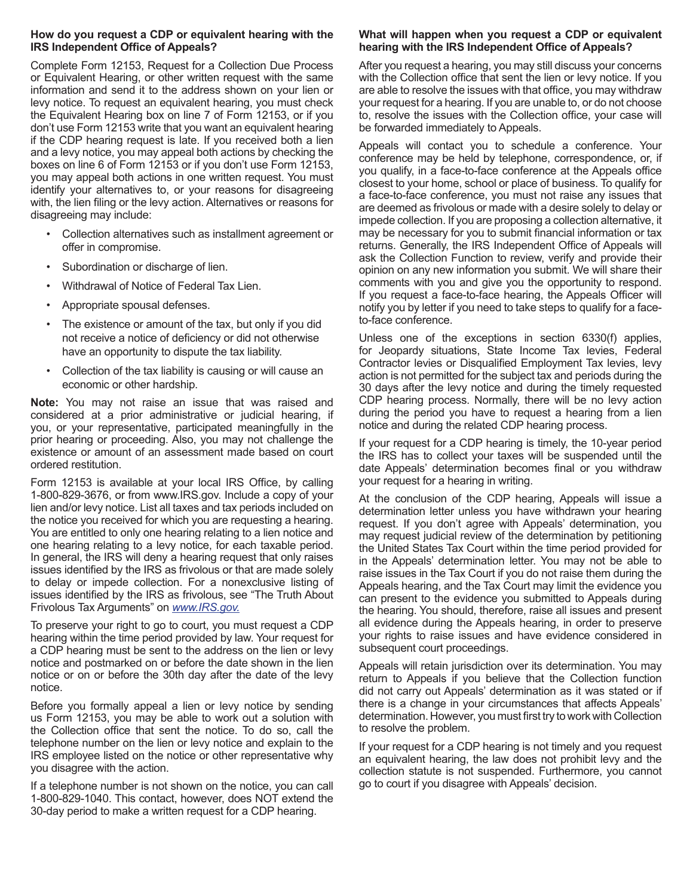### How do you request a CDP or equivalent hearing with the IRS Independent Office of Appeals?

Complete Form 12153, Request for a Collection Due Process or Equivalent Hearing, or other written request with the same information and send it to the address shown on your lien or levy notice. To request an equivalent hearing, you must check the Equivalent Hearing box on line 7 of Form 12153, or if you don't use Form 12153 write that you want an equivalent hearing if the CDP hearing request is late. If you received both a lien and a levy notice, you may appeal both actions by checking the boxes on line 6 of Form 12153 or if you don't use Form 12153, you may appeal both actions in one written request. You must identify your alternatives to, or your reasons for disagreeing with, the lien filing or the levy action. Alternatives or reasons for disagreeing may include:

- Collection alternatives such as installment agreement or offer in compromise.
- Subordination or discharge of lien.
- Withdrawal of Notice of Federal Tax Lien.
- Appropriate spousal defenses.
- The existence or amount of the tax, but only if you did not receive a notice of deficiency or did not otherwise have an opportunity to dispute the tax liability.
- Collection of the tax liability is causing or will cause an economic or other hardship.

**Note:** You may not raise an issue that was raised and considered at a prior administrative or judicial hearing, if you, or your representative, participated meaningfully in the prior hearing or proceeding. Also, you may not challenge the existence or amount of an assessment made based on court ordered restitution.

Form 12153 is available at your local IRS Office, by calling 1-800-829-3676, or from www.IRS.gov. Include a copy of your lien and/or levy notice. List all taxes and tax periods included on the notice you received for which you are requesting a hearing. You are entitled to only one hearing relating to a lien notice and one hearing relating to a levy notice, for each taxable period. In general, the IRS will deny a hearing request that only raises issues identified by the IRS as frivolous or that are made solely to delay or impede collection. For a nonexclusive listing of issues identified by the IRS as frivolous, see "The Truth About Frivolous Tax Arguments" on *www.IRS.gov.*

To preserve your right to go to court, you must request a CDP hearing within the time period provided by law. Your request for a CDP hearing must be sent to the address on the lien or levy notice and postmarked on or before the date shown in the lien notice or on or before the 30th day after the date of the levy notice.

Before you formally appeal a lien or levy notice by sending us Form 12153, you may be able to work out a solution with the Collection office that sent the notice. To do so, call the telephone number on the lien or levy notice and explain to the IRS employee listed on the notice or other representative why you disagree with the action.

If a telephone number is not shown on the notice, you can call 1-800-829-1040. This contact, however, does NOT extend the 30-day period to make a written request for a CDP hearing.

### What will happen when you request a CDP or equivalent hearing with the IRS Independent Office of Appeals?

After you request a hearing, you may still discuss your concerns with the Collection office that sent the lien or levy notice. If you are able to resolve the issues with that office, you may withdraw your request for a hearing. If you are unable to, or do not choose to, resolve the issues with the Collection office, your case will be forwarded immediately to Appeals.

Appeals will contact you to schedule a conference. Your conference may be held by telephone, correspondence, or, if you qualify, in a face-to-face conference at the Appeals office closest to your home, school or place of business. To qualify for a face-to-face conference, you must not raise any issues that are deemed as frivolous or made with a desire solely to delay or impede collection. If you are proposing a collection alternative, it may be necessary for you to submit financial information or tax returns. Generally, the IRS Independent Office of Appeals will ask the Collection Function to review, verify and provide their opinion on any new information you submit. We will share their comments with you and give you the opportunity to respond. If you request a face-to-face hearing, the Appeals Officer will notify you by letter if you need to take steps to qualify for a face-to-face conference.

Unless one of the exceptions in section 6330(f) applies, for Jeopardy situations, State Income Tax levies, Federal Contractor levies or Disqualified Employment Tax levies, levy action is not permitted for the subject tax and periods during the 30 days after the levy notice and during the timely requested CDP hearing process. Normally, there will be no levy action during the period you have to request a hearing from a lien notice and during the related CDP hearing process.

If your request for a CDP hearing is timely, the 10-year period the IRS has to collect your taxes will be suspended until the date Appeals' determination becomes final or you withdraw your request for a hearing in writing.

At the conclusion of the CDP hearing, Appeals will issue a determination letter unless you have withdrawn your hearing request. If you don't agree with Appeals' determination, you may request judicial review of the determination by petitioning the United States Tax Court within the time period provided for in the Appeals' determination letter. You may not be able to raise issues in the Tax Court if you do not raise them during the Appeals hearing, and the Tax Court may limit the evidence you can present to the evidence you submitted to Appeals during the hearing. You should, therefore, raise all issues and present all evidence during the Appeals hearing, in order to preserve your rights to raise issues and have evidence considered in subsequent court proceedings.

Appeals will retain jurisdiction over its determination. You may return to Appeals if you believe that the Collection function did not carry out Appeals' determination as it was stated or if there is a change in your circumstances that affects Appeals' determination. However, you must first try to work with Collection to resolve the problem.

If your request for a CDP hearing is not timely and you request an equivalent hearing, the law does not prohibit levy and the collection statute is not suspended. Furthermore, you cannot go to court if you disagree with Appeals' decision.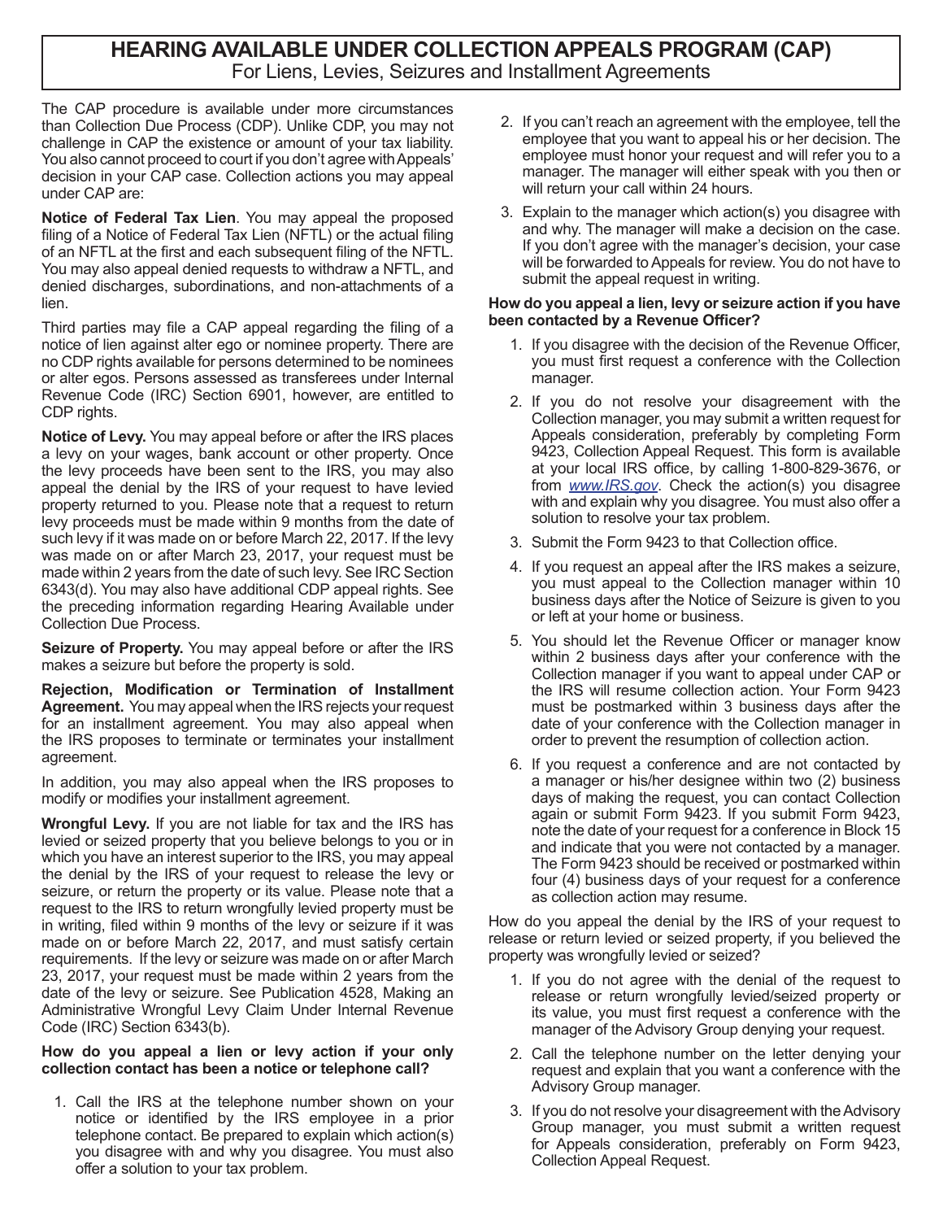# HEARING AVAILABLE UNDER COLLECTION APPEALS PROGRAM (CAP)

For Liens, Levies, Seizures and Installment Agreements

The CAP procedure is available under more circumstances than Collection Due Process (CDP). Unlike CDP, you may not challenge in CAP the existence or amount of your tax liability. You also cannot proceed to court if you don't agree with Appeals' decision in your CAP case. Collection actions you may appeal under CAP are:

**Notice of Federal Tax Lien**. You may appeal the proposed filing of a Notice of Federal Tax Lien (NFTL) or the actual filing of an NFTL at the first and each subsequent filing of the NFTL. You may also appeal denied requests to withdraw a NFTL, and denied discharges, subordinations, and non-attachments of a lien.

Third parties may file a CAP appeal regarding the filing of a notice of lien against alter ego or nominee property. There are no CDP rights available for persons determined to be nominees or alter egos. Persons assessed as transferees under Internal Revenue Code (IRC) Section 6901, however, are entitled to CDP rights.

**Notice of Levy.** You may appeal before or after the IRS places a levy on your wages, bank account or other property. Once the levy proceeds have been sent to the IRS, you may also appeal the denial by the IRS of your request to have levied property returned to you. Please note that a request to return levy proceeds must be made within 9 months from the date of such levy if it was made on or before March 22, 2017. If the levy was made on or after March 23, 2017, your request must be made within 2 years from the date of such levy. See IRC Section 6343(d). You may also have additional CDP appeal rights. See the preceding information regarding Hearing Available under Collection Due Process.

**Seizure of Property.** You may appeal before or after the IRS makes a seizure but before the property is sold.

**Rejection, Modification or Termination of Installment Agreement.** You may appeal when the IRS rejects your request for an installment agreement. You may also appeal when the IRS proposes to terminate or terminates your installment agreement.

In addition, you may also appeal when the IRS proposes to modify or modifies your installment agreement.

**Wrongful Levy.** If you are not liable for tax and the IRS has levied or seized property that you believe belongs to you or in which you have an interest superior to the IRS, you may appeal the denial by the IRS of your request to release the levy or seizure, or return the property or its value. Please note that a request to the IRS to return wrongfully levied property must be in writing, filed within 9 months of the levy or seizure if it was made on or before March 22, 2017, and must satisfy certain requirements. If the levy or seizure was made on or after March 23, 2017, your request must be made within 2 years from the date of the levy or seizure. See Publication 4528, Making an Administrative Wrongful Levy Claim Under Internal Revenue Code (IRC) Section 6343(b).

**How do you appeal a lien or levy action if your only collection contact has been a notice or telephone call?**

1. Call the IRS at the telephone number shown on your notice or identified by the IRS employee in a prior telephone contact. Be prepared to explain which action(s) you disagree with and why you disagree. You must also offer a solution to your tax problem.
2. If you can't reach an agreement with the employee, tell the employee that you want to appeal his or her decision. The employee must honor your request and will refer you to a manager. The manager will either speak with you then or will return your call within 24 hours.
3. Explain to the manager which action(s) you disagree with and why. The manager will make a decision on the case. If you don't agree with the manager's decision, your case will be forwarded to Appeals for review. You do not have to submit the appeal request in writing.

**How do you appeal a lien, levy or seizure action if you have been contacted by a Revenue Officer?**

1. If you disagree with the decision of the Revenue Officer, you must first request a conference with the Collection manager.
2. If you do not resolve your disagreement with the Collection manager, you may submit a written request for Appeals consideration, preferably by completing Form 9423, Collection Appeal Request. This form is available at your local IRS office, by calling 1-800-829-3676, or from *www.IRS.gov*. Check the action(s) you disagree with and explain why you disagree. You must also offer a solution to resolve your tax problem.
3. Submit the Form 9423 to that Collection office.
4. If you request an appeal after the IRS makes a seizure, you must appeal to the Collection manager within 10 business days after the Notice of Seizure is given to you or left at your home or business.
5. You should let the Revenue Officer or manager know within 2 business days after your conference with the Collection manager if you want to appeal under CAP or the IRS will resume collection action. Your Form 9423 must be postmarked within 3 business days after the date of your conference with the Collection manager in order to prevent the resumption of collection action.
6. If you request a conference and are not contacted by a manager or his/her designee within two (2) business days of making the request, you can contact Collection again or submit Form 9423. If you submit Form 9423, note the date of your request for a conference in Block 15 and indicate that you were not contacted by a manager. The Form 9423 should be received or postmarked within four (4) business days of your request for a conference as collection action may resume.

How do you appeal the denial by the IRS of your request to release or return levied or seized property, if you believed the property was wrongfully levied or seized?

1. If you do not agree with the denial of the request to release or return wrongfully levied/seized property or its value, you must first request a conference with the manager of the Advisory Group denying your request.
2. Call the telephone number on the letter denying your request and explain that you want a conference with the Advisory Group manager.
3. If you do not resolve your disagreement with the Advisory Group manager, you must submit a written request for Appeals consideration, preferably on Form 9423, Collection Appeal Request.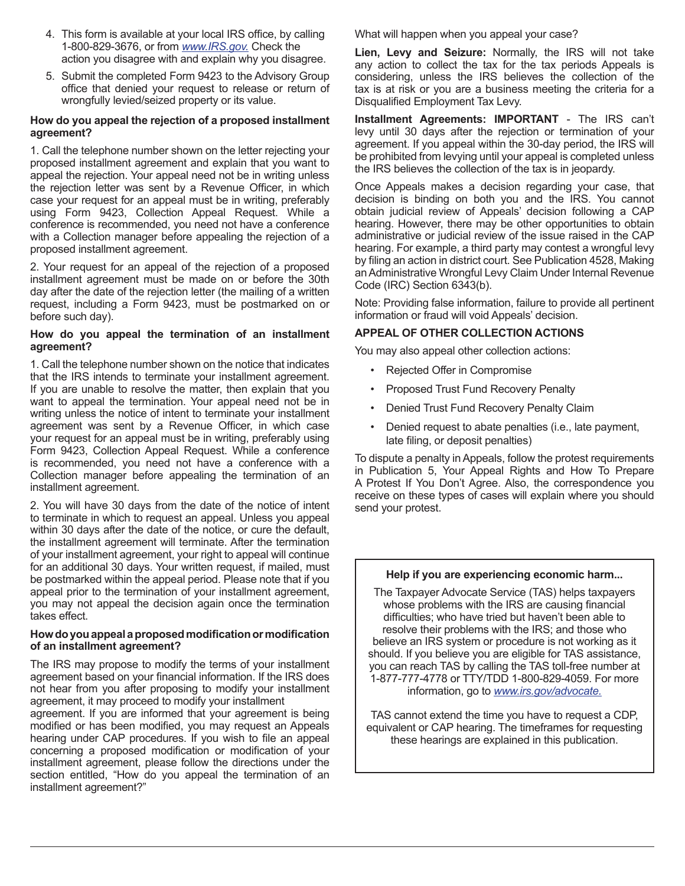4. This form is available at your local IRS office, by calling 1-800-829-3676, or from *www.IRS.gov.* Check the action you disagree with and explain why you disagree.
5. Submit the completed Form 9423 to the Advisory Group office that denied your request to release or return of wrongfully levied/seized property or its value.

**How do you appeal the rejection of a proposed installment agreement?**

1. Call the telephone number shown on the letter rejecting your proposed installment agreement and explain that you want to appeal the rejection. Your appeal need not be in writing unless the rejection letter was sent by a Revenue Officer, in which case your request for an appeal must be in writing, preferably using Form 9423, Collection Appeal Request. While a conference is recommended, you need not have a conference with a Collection manager before appealing the rejection of a proposed installment agreement.

2. Your request for an appeal of the rejection of a proposed installment agreement must be made on or before the 30th day after the date of the rejection letter (the mailing of a written request, including a Form 9423, must be postmarked on or before such day).

**How do you appeal the termination of an installment agreement?**

1. Call the telephone number shown on the notice that indicates that the IRS intends to terminate your installment agreement. If you are unable to resolve the matter, then explain that you want to appeal the termination. Your appeal need not be in writing unless the notice of intent to terminate your installment agreement was sent by a Revenue Officer, in which case your request for an appeal must be in writing, preferably using Form 9423, Collection Appeal Request. While a conference is recommended, you need not have a conference with a Collection manager before appealing the termination of an installment agreement.

2. You will have 30 days from the date of the notice of intent to terminate in which to request an appeal. Unless you appeal within 30 days after the date of the notice, or cure the default, the installment agreement will terminate. After the termination of your installment agreement, your right to appeal will continue for an additional 30 days. Your written request, if mailed, must be postmarked within the appeal period. Please note that if you appeal prior to the termination of your installment agreement, you may not appeal the decision again once the termination takes effect.

**How do you appeal a proposed modification or modification of an installment agreement?**

The IRS may propose to modify the terms of your installment agreement based on your financial information. If the IRS does not hear from you after proposing to modify your installment agreement, it may proceed to modify your installment agreement. If you are informed that your agreement is being modified or has been modified, you may request an Appeals hearing under CAP procedures. If you wish to file an appeal concerning a proposed modification or modification of your installment agreement, please follow the directions under the section entitled, "How do you appeal the termination of an installment agreement?"

What will happen when you appeal your case?

**Lien, Levy and Seizure:** Normally, the IRS will not take any action to collect the tax for the tax periods Appeals is considering, unless the IRS believes the collection of the tax is at risk or you are a business meeting the criteria for a Disqualified Employment Tax Levy.

**Installment Agreements: IMPORTANT** - The IRS can't levy until 30 days after the rejection or termination of your agreement. If you appeal within the 30-day period, the IRS will be prohibited from levying until your appeal is completed unless the IRS believes the collection of the tax is in jeopardy.

Once Appeals makes a decision regarding your case, that decision is binding on both you and the IRS. You cannot obtain judicial review of Appeals' decision following a CAP hearing. However, there may be other opportunities to obtain administrative or judicial review of the issue raised in the CAP hearing. For example, a third party may contest a wrongful levy by filing an action in district court. See Publication 4528, Making an Administrative Wrongful Levy Claim Under Internal Revenue Code (IRC) Section 6343(b).

Note: Providing false information, failure to provide all pertinent information or fraud will void Appeals' decision.

## APPEAL OF OTHER COLLECTION ACTIONS

You may also appeal other collection actions:

- Rejected Offer in Compromise
- Proposed Trust Fund Recovery Penalty
- Denied Trust Fund Recovery Penalty Claim
- Denied request to abate penalties (i.e., late payment, late filing, or deposit penalties)

To dispute a penalty in Appeals, follow the protest requirements in Publication 5, Your Appeal Rights and How To Prepare A Protest If You Don't Agree. Also, the correspondence you receive on these types of cases will explain where you should send your protest.

**Help if you are experiencing economic harm...**

The Taxpayer Advocate Service (TAS) helps taxpayers whose problems with the IRS are causing financial difficulties; who have tried but haven't been able to resolve their problems with the IRS; and those who believe an IRS system or procedure is not working as it should. If you believe you are eligible for TAS assistance, you can reach TAS by calling the TAS toll-free number at 1-877-777-4778 or TTY/TDD 1-800-829-4059. For more information, go to *www.irs.gov/advocate.*

TAS cannot extend the time you have to request a CDP, equivalent or CAP hearing. The timeframes for requesting these hearings are explained in this publication.